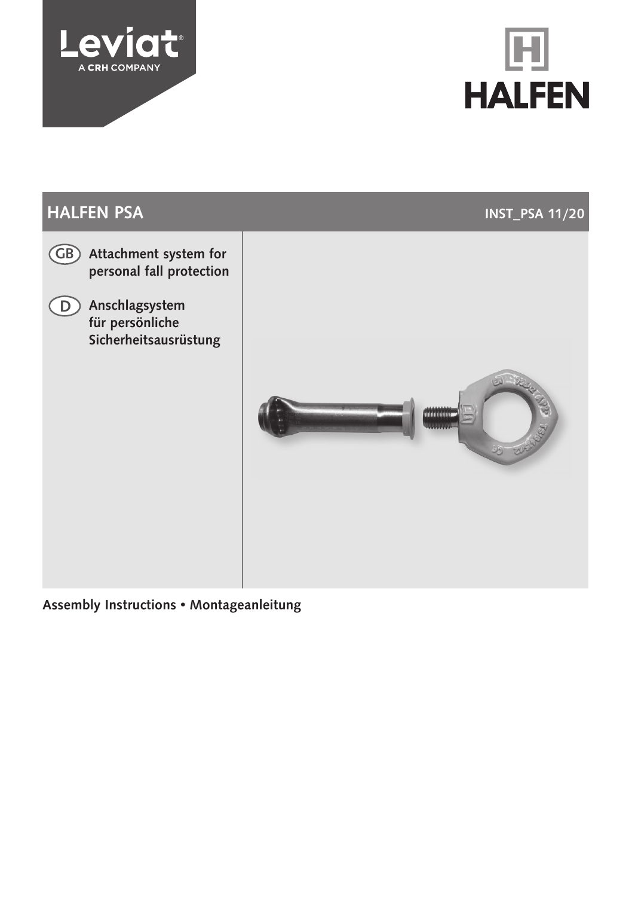Leviat
A CRH COMPANY

HALFEN

# HALFEN PSA

INST_PSA 11/20

**(GB) Attachment system for personal fall protection**

**(D) Anschlagsystem für persönliche Sicherheitsausrüstung**

**Assembly Instructions • Montageanleitung**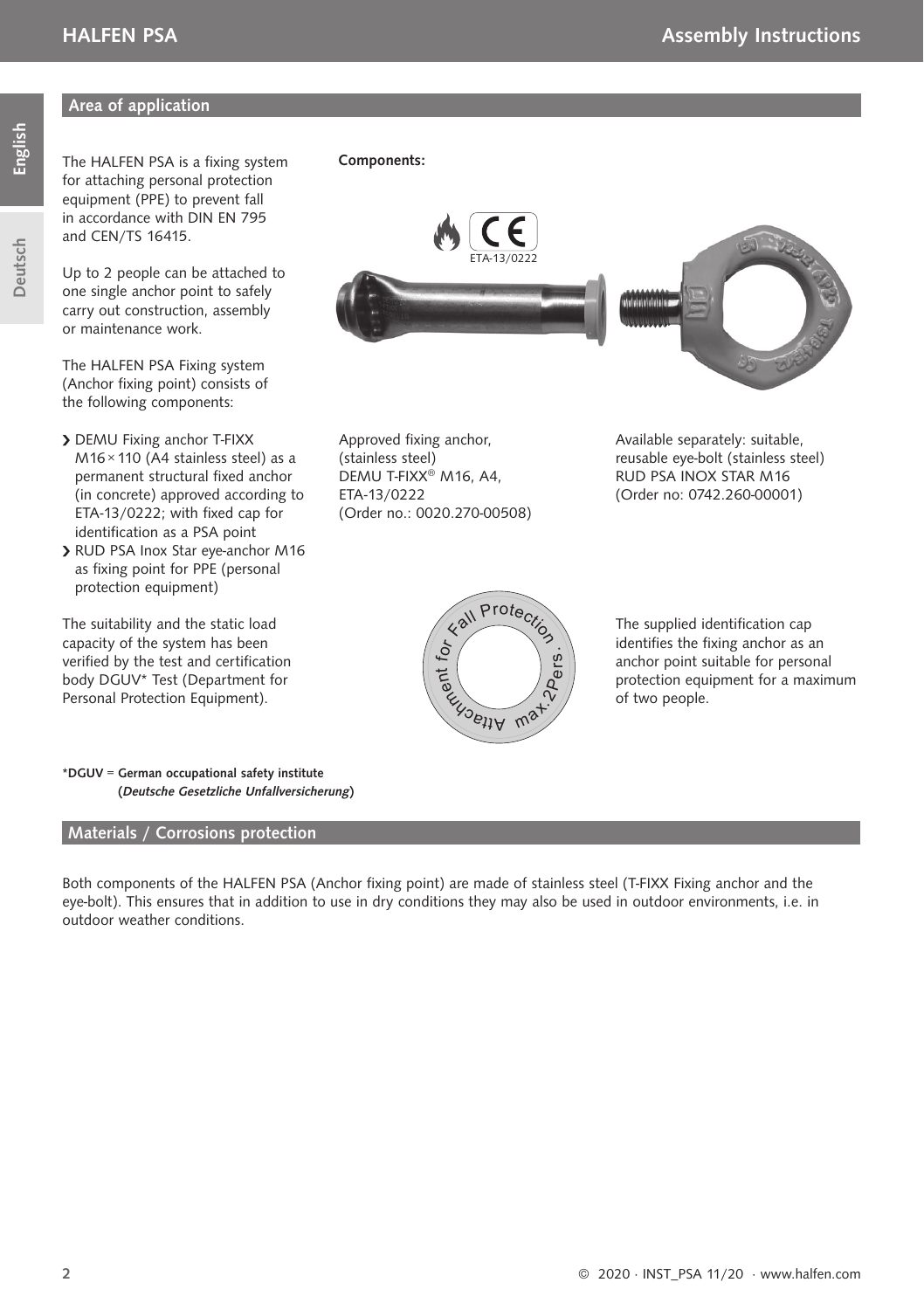## Area of application

The HALFEN PSA is a fixing system for attaching personal protection equipment (PPE) to prevent fall in accordance with DIN EN 795 and CEN/TS 16415.

Up to 2 people can be attached to one single anchor point to safely carry out construction, assembly or maintenance work.

The HALFEN PSA Fixing system (Anchor fixing point) consists of the following components:

- DEMU Fixing anchor T-FIXX M16 × 110 (A4 stainless steel) as a permanent structural fixed anchor (in concrete) approved according to ETA-13/0222; with fixed cap for identification as a PSA point
- RUD PSA Inox Star eye-anchor M16 as fixing point for PPE (personal protection equipment)

The suitability and the static load capacity of the system has been verified by the test and certification body DGUV* Test (Department for Personal Protection Equipment).

**Components:**

ETA-13/0222

Approved fixing anchor, (stainless steel) DEMU T-FIXX® M16, A4, ETA-13/0222 (Order no.: 0020.270-00508)

Available separately: suitable, reusable eye-bolt (stainless steel) RUD PSA INOX STAR M16 (Order no: 0742.260-00001)

Attachment for Fall Protection · max.2Pers.

The supplied identification cap identifies the fixing anchor as an anchor point suitable for personal protection equipment for a maximum of two people.

**\*DGUV = German occupational safety institute (*Deutsche Gesetzliche Unfallversicherung*)**

## Materials / Corrosions protection

Both components of the HALFEN PSA (Anchor fixing point) are made of stainless steel (T-FIXX Fixing anchor and the eye-bolt). This ensures that in addition to use in dry conditions they may also be used in outdoor environments, i.e. in outdoor weather conditions.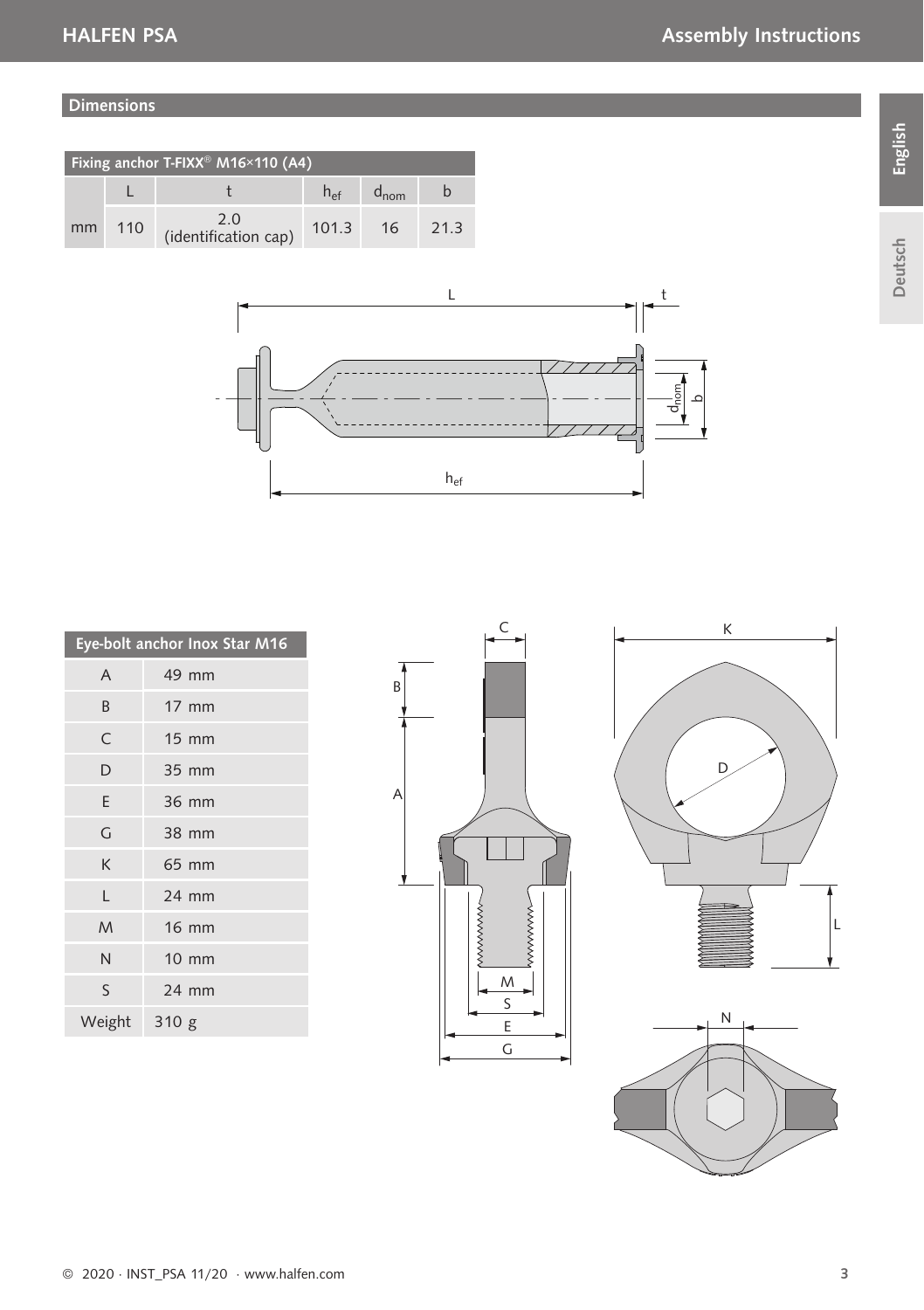## Dimensions

**Fixing anchor T-FIXX® M16×110 (A4)**

| | L | t | $h_{ef}$ | $d_{nom}$ | b |
|---|---|---|---|---|---|
| mm | 110 | 2.0 (identification cap) | 101.3 | 16 | 21.3 |

**Eye-bolt anchor Inox Star M16**

| | |
|---|---|
| A | 49 mm |
| B | 17 mm |
| C | 15 mm |
| D | 35 mm |
| E | 36 mm |
| G | 38 mm |
| K | 65 mm |
| L | 24 mm |
| M | 16 mm |
| N | 10 mm |
| S | 24 mm |
| Weight | 310 g |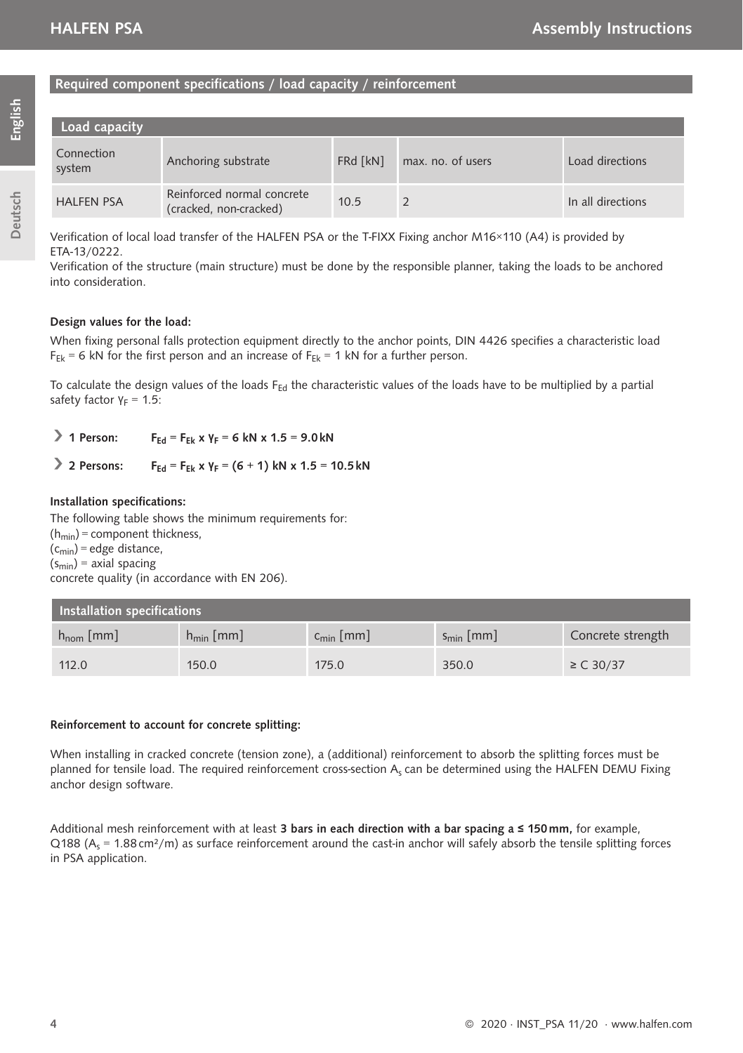## Required component specifications / load capacity / reinforcement

| Load capacity | | | | |
|---|---|---|---|---|
| Connection system | Anchoring substrate | FRd [kN] | max. no. of users | Load directions |
| HALFEN PSA | Reinforced normal concrete (cracked, non-cracked) | 10.5 | 2 | In all directions |

Verification of local load transfer of the HALFEN PSA or the T-FIXX Fixing anchor M16×110 (A4) is provided by ETA-13/0222.
Verification of the structure (main structure) must be done by the responsible planner, taking the loads to be anchored into consideration.

#### Design values for the load:

When fixing personal falls protection equipment directly to the anchor points, DIN 4426 specifies a characteristic load $F_{Ek}$ = 6 kN for the first person and an increase of $F_{Ek}$ = 1 kN for a further person.

To calculate the design values of the loads $F_{Ed}$ the characteristic values of the loads have to be multiplied by a partial safety factor $\gamma_F$ = 1.5:

- **1 Person:** $\mathbf{F_{Ed} = F_{Ek} \times \gamma_F = 6\ kN \times 1.5 = 9.0\ kN}$
- **2 Persons:** $\mathbf{F_{Ed} = F_{Ek} \times \gamma_F = (6 + 1)\ kN \times 1.5 = 10.5\ kN}$

#### Installation specifications:

The following table shows the minimum requirements for:
($h_{min}$) = component thickness,
($c_{min}$) = edge distance,
($s_{min}$) = axial spacing
concrete quality (in accordance with EN 206).

| Installation specifications | | | | |
|---|---|---|---|---|
| $h_{nom}$ [mm] | $h_{min}$ [mm] | $c_{min}$ [mm] | $s_{min}$ [mm] | Concrete strength |
| 112.0 | 150.0 | 175.0 | 350.0 | ≥ C 30/37 |

#### Reinforcement to account for concrete splitting:

When installing in cracked concrete (tension zone), a (additional) reinforcement to absorb the splitting forces must be planned for tensile load. The required reinforcement cross-section $A_s$ can be determined using the HALFEN DEMU Fixing anchor design software.

Additional mesh reinforcement with at least **3 bars in each direction with a bar spacing a ≤ 150 mm,** for example, Q188 ($A_s$ = 1.88 cm²/m) as surface reinforcement around the cast-in anchor will safely absorb the tensile splitting forces in PSA application.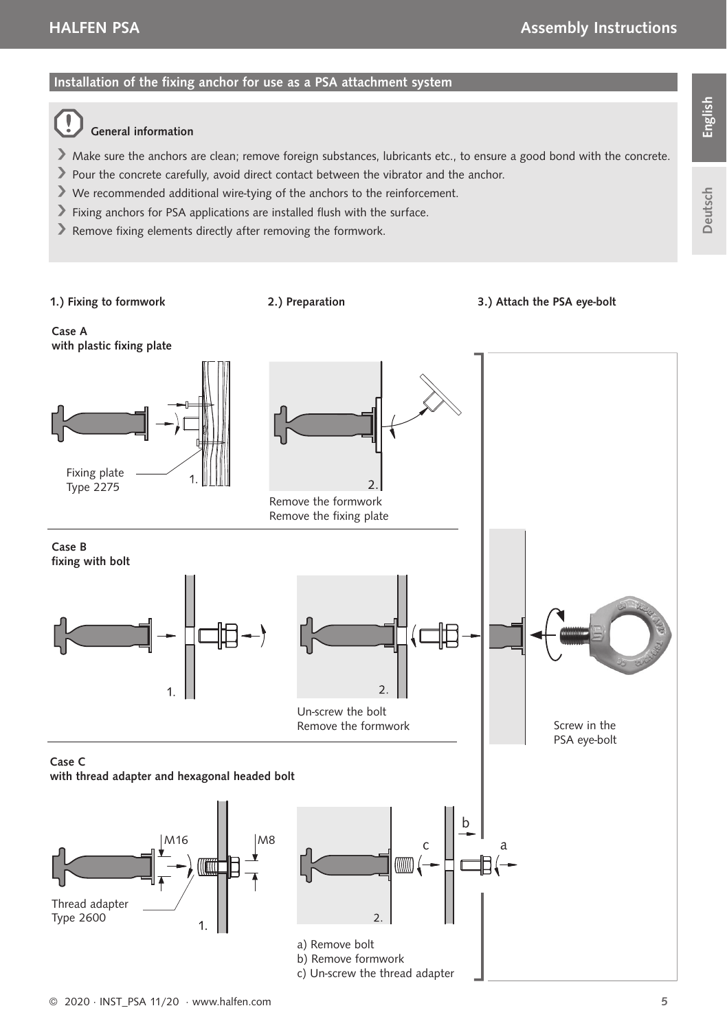## Installation of the fixing anchor for use as a PSA attachment system

**General information**

- Make sure the anchors are clean; remove foreign substances, lubricants etc., to ensure a good bond with the concrete.
- Pour the concrete carefully, avoid direct contact between the vibrator and the anchor.
- We recommended additional wire-tying of the anchors to the reinforcement.
- Fixing anchors for PSA applications are installed flush with the surface.
- Remove fixing elements directly after removing the formwork.

**1.) Fixing to formwork**

**2.) Preparation**

**3.) Attach the PSA eye-bolt**

**Case A**
**with plastic fixing plate**

Fixing plate Type 2275

1.

2.

Remove the formwork
Remove the fixing plate

**Case B**
**fixing with bolt**

1.

2.

Un-screw the bolt
Remove the formwork

Screw in the PSA eye-bolt

**Case C**
**with thread adapter and hexagonal headed bolt**

M16

M8

Thread adapter Type 2600

1.

2.

a) Remove bolt
b) Remove formwork
c) Un-screw the thread adapter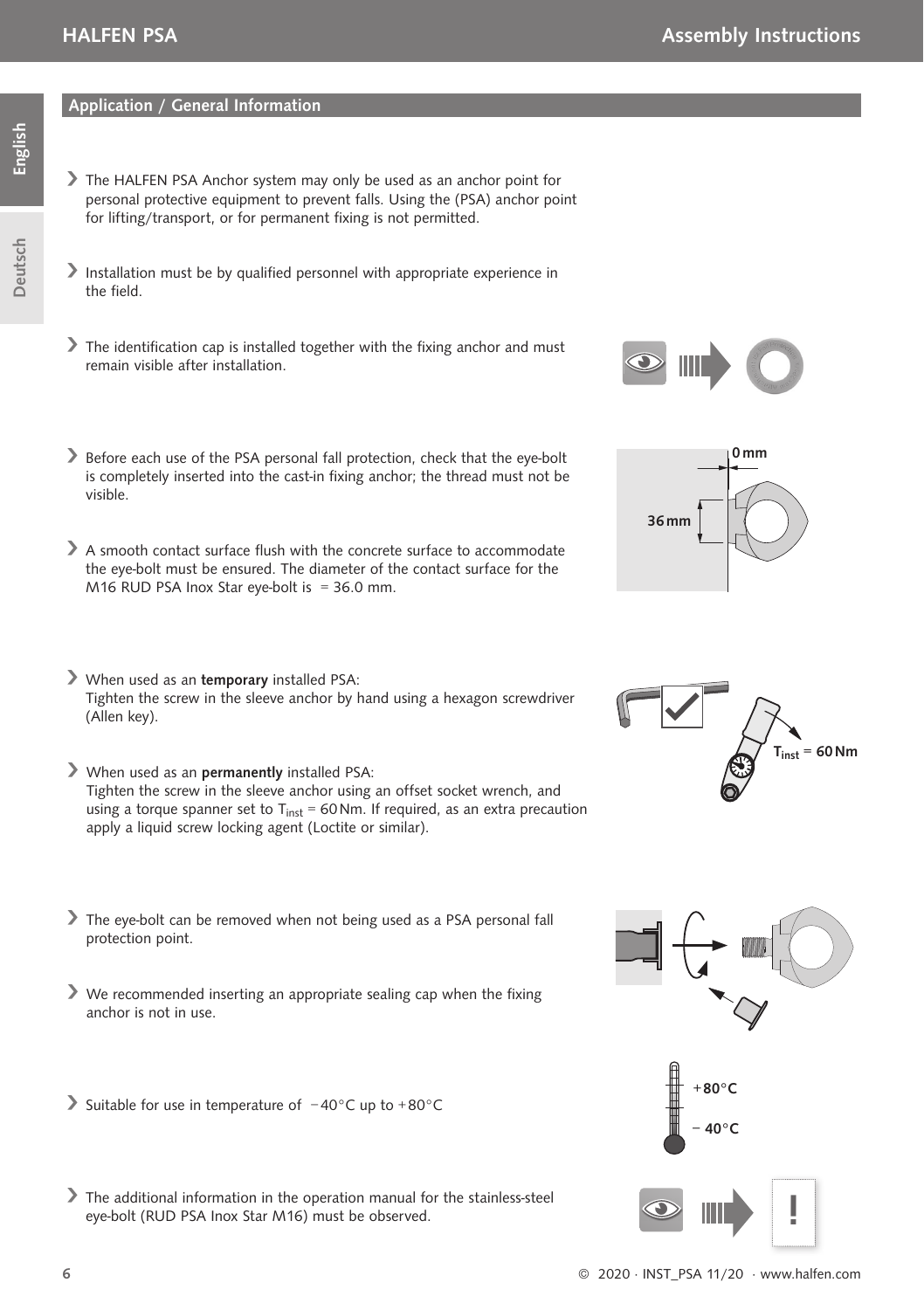## Application / General Information

- The HALFEN PSA Anchor system may only be used as an anchor point for personal protective equipment to prevent falls. Using the (PSA) anchor point for lifting/transport, or for permanent fixing is not permitted.

- Installation must be by qualified personnel with appropriate experience in the field.

- The identification cap is installed together with the fixing anchor and must remain visible after installation.

- Before each use of the PSA personal fall protection, check that the eye-bolt is completely inserted into the cast-in fixing anchor; the thread must not be visible.

- A smooth contact surface flush with the concrete surface to accommodate the eye-bolt must be ensured. The diameter of the contact surface for the M16 RUD PSA Inox Star eye-bolt is  = 36.0 mm.

- When used as an **temporary** installed PSA:
  Tighten the screw in the sleeve anchor by hand using a hexagon screwdriver (Allen key).

- When used as an **permanently** installed PSA:
  Tighten the screw in the sleeve anchor using an offset socket wrench, and using a torque spanner set to $T_{inst}$ = 60 Nm. If required, as an extra precaution apply a liquid screw locking agent (Loctite or similar).

- The eye-bolt can be removed when not being used as a PSA personal fall protection point.

- We recommended inserting an appropriate sealing cap when the fixing anchor is not in use.

- Suitable for use in temperature of −40°C up to +80°C

- The additional information in the operation manual for the stainless-steel eye-bolt (RUD PSA Inox Star M16) must be observed.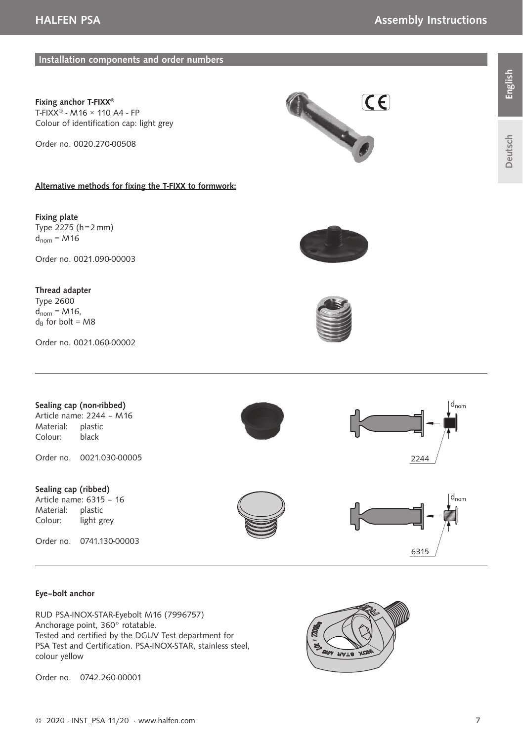## Installation components and order numbers

**Fixing anchor T-FIXX®**
T-FIXX® - M16 × 110 A4 - FP
Colour of identification cap: light grey

Order no. 0020.270-00508

**Alternative methods for fixing the T-FIXX to formwork:**

**Fixing plate**
Type 2275 (h = 2 mm)
$d_{nom}$ = M16

Order no. 0021.090-00003

**Thread adapter**
Type 2600
$d_{nom}$ = M16,
$d_B$ for bolt = M8

Order no. 0021.060-00002

---

**Sealing cap (non-ribbed)**
Article name: 2244 – M16
Material: plastic
Colour: black

Order no. 0021.030-00005

$d_{nom}$

2244

**Sealing cap (ribbed)**
Article name: 6315 – 16
Material: plastic
Colour: light grey

Order no. 0741.130-00003

$d_{nom}$

6315

---

**Eye–bolt anchor**

RUD PSA-INOX-STAR-Eyebolt M16 (7996757)
Anchorage point, 360° rotatable.
Tested and certified by the DGUV Test department for PSA Test and Certification. PSA-INOX-STAR, stainless steel, colour yellow

Order no. 0742.260-00001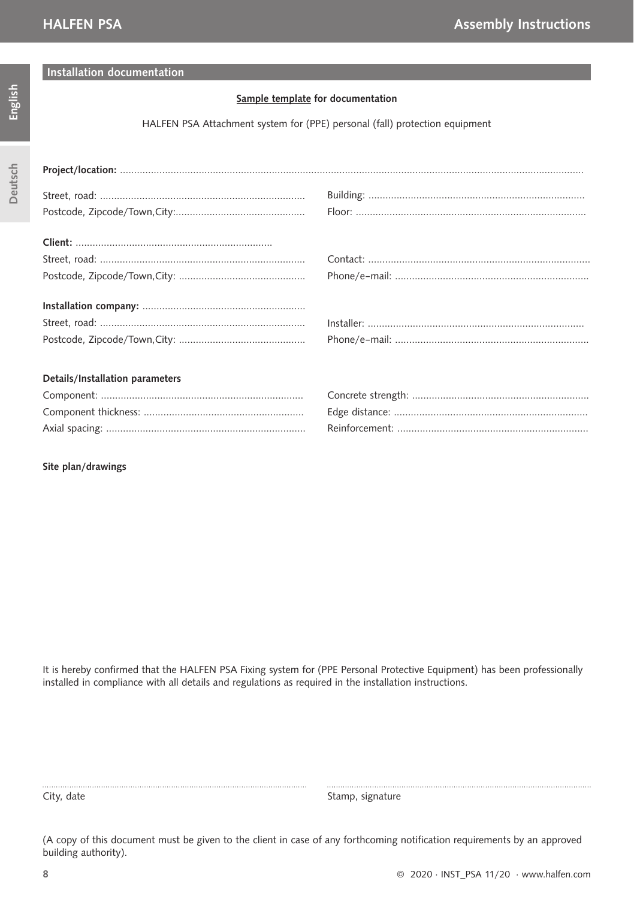## Installation documentation

**Sample template for documentation**

HALFEN PSA Attachment system for (PPE) personal (fall) protection equipment

**Project/location:** ..............................................................................................................................................................

Street, road: ........................................................................

Postcode, Zipcode/Town,City:.............................................

Building: ............................................................................

Floor: .................................................................................

**Client:** ....................................................................

Street, road: ........................................................................

Postcode, Zipcode/Town,City: ............................................

Contact: ..............................................................................

Phone/e–mail: ....................................................................

**Installation company:** ..........................................................

Street, road: ........................................................................

Postcode, Zipcode/Town,City: ............................................

Installer: ............................................................................

Phone/e–mail: ....................................................................

**Details/Installation parameters**

Component: .......................................................................

Component thickness: ........................................................

Axial spacing: ......................................................................

Concrete strength: ..............................................................

Edge distance: ....................................................................

Reinforcement: ...................................................................

**Site plan/drawings**

It is hereby confirmed that the HALFEN PSA Fixing system for (PPE Personal Protective Equipment) has been professionally installed in compliance with all details and regulations as required in the installation instructions.

..............................................................................................................

City, date

..............................................................................................................

Stamp, signature

(A copy of this document must be given to the client in case of any forthcoming notification requirements by an approved building authority).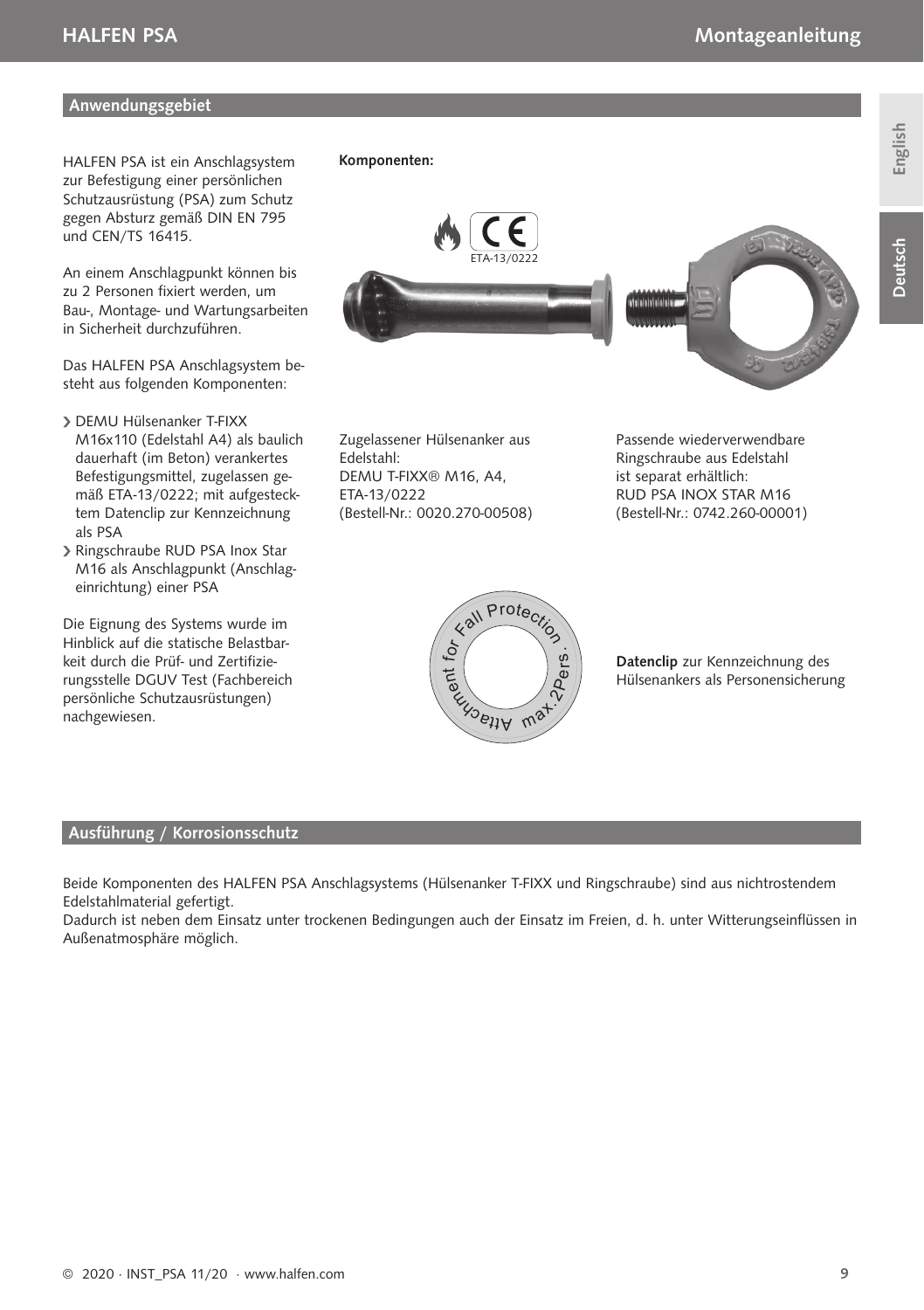## Anwendungsgebiet

HALFEN PSA ist ein Anschlagsystem zur Befestigung einer persönlichen Schutzausrüstung (PSA) zum Schutz gegen Absturz gemäß DIN EN 795 und CEN/TS 16415.

An einem Anschlagpunkt können bis zu 2 Personen fixiert werden, um Bau-, Montage- und Wartungsarbeiten in Sicherheit durchzuführen.

Das HALFEN PSA Anschlagsystem besteht aus folgenden Komponenten:

- DEMU Hülsenanker T-FIXX M16x110 (Edelstahl A4) als baulich dauerhaft (im Beton) verankertes Befestigungsmittel, zugelassen gemäß ETA-13/0222; mit aufgestecktem Datenclip zur Kennzeichnung als PSA
- Ringschraube RUD PSA Inox Star M16 als Anschlagpunkt (Anschlageinrichtung) einer PSA

Die Eignung des Systems wurde im Hinblick auf die statische Belastbarkeit durch die Prüf- und Zertifizierungsstelle DGUV Test (Fachbereich persönliche Schutzausrüstungen) nachgewiesen.

**Komponenten:**

ETA-13/0222

Zugelassener Hülsenanker aus Edelstahl:
DEMU T-FIXX® M16, A4,
ETA-13/0222
(Bestell-Nr.: 0020.270-00508)

Passende wiederverwendbare Ringschraube aus Edelstahl ist separat erhältlich:
RUD PSA INOX STAR M16
(Bestell-Nr.: 0742.260-00001)

**Datenclip** zur Kennzeichnung des Hülsenankers als Personensicherung

## Ausführung / Korrosionsschutz

Beide Komponenten des HALFEN PSA Anschlagsystems (Hülsenanker T-FIXX und Ringschraube) sind aus nichtrostendem Edelstahlmaterial gefertigt.
Dadurch ist neben dem Einsatz unter trockenen Bedingungen auch der Einsatz im Freien, d. h. unter Witterungseinflüssen in Außenatmosphäre möglich.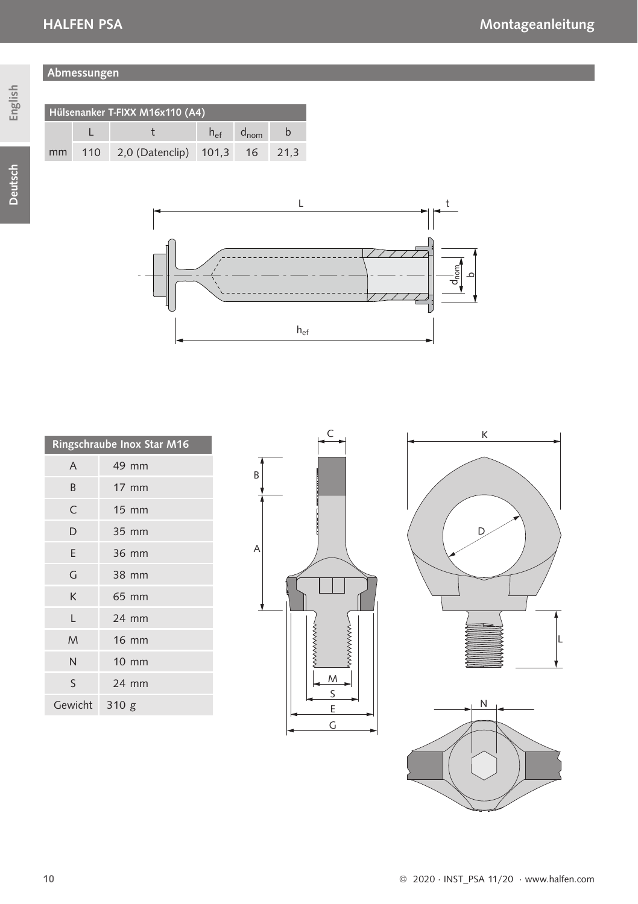## Abmessungen

| Hülsenanker T-FIXX M16x110 (A4) | | | | | |
|---|---|---|---|---|---|
| | L | t | $h_{ef}$ | $d_{nom}$ | b |
| mm | 110 | 2,0 (Datenclip) | 101,3 | 16 | 21,3 |

| Ringschraube Inox Star M16 | |
|---|---|
| A | 49 mm |
| B | 17 mm |
| C | 15 mm |
| D | 35 mm |
| E | 36 mm |
| G | 38 mm |
| K | 65 mm |
| L | 24 mm |
| M | 16 mm |
| N | 10 mm |
| S | 24 mm |
| Gewicht | 310 g |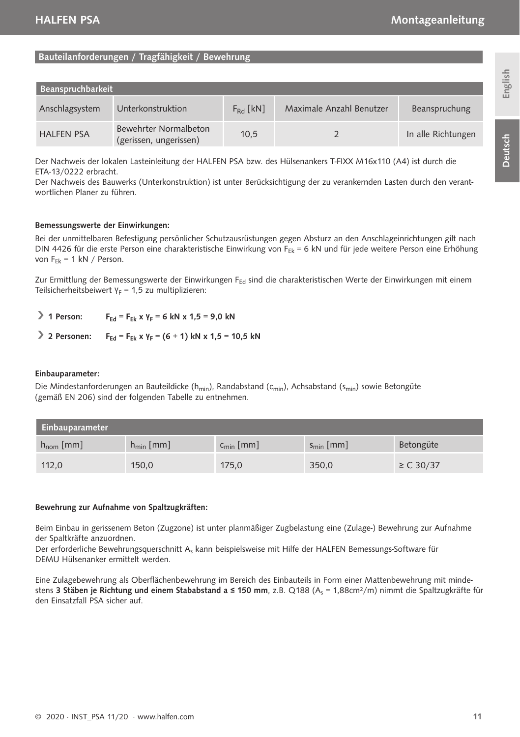## Bauteilanforderungen / Tragfähigkeit / Bewehrung

| Beanspruchbarkeit | | | | |
|---|---|---|---|---|
| Anschlagsystem | Unterkonstruktion | $F_{Rd}$ [kN] | Maximale Anzahl Benutzer | Beanspruchung |
| HALFEN PSA | Bewehrter Normalbeton (gerissen, ungerissen) | 10,5 | 2 | In alle Richtungen |

Der Nachweis der lokalen Lasteinleitung der HALFEN PSA bzw. des Hülsenankers T-FIXX M16x110 (A4) ist durch die ETA-13/0222 erbracht.
Der Nachweis des Bauwerks (Unterkonstruktion) ist unter Berücksichtigung der zu verankernden Lasten durch den verantwortlichen Planer zu führen.

**Bemessungswerte der Einwirkungen:**

Bei der unmittelbaren Befestigung persönlicher Schutzausrüstungen gegen Absturz an den Anschlageinrichtungen gilt nach DIN 4426 für die erste Person eine charakteristische Einwirkung von $F_{Ek}$ = 6 kN und für jede weitere Person eine Erhöhung von $F_{Ek}$ = 1 kN / Person.

Zur Ermittlung der Bemessungswerte der Einwirkungen $F_{Ed}$ sind die charakteristischen Werte der Einwirkungen mit einem Teilsicherheitsbeiwert $\gamma_F$ = 1,5 zu multiplizieren:

- **1 Person:** $F_{Ed} = F_{Ek} \times \gamma_F = 6 \text{ kN} \times 1{,}5 = 9{,}0 \text{ kN}$
- **2 Personen:** $F_{Ed} = F_{Ek} \times \gamma_F = (6 + 1) \text{ kN} \times 1{,}5 = 10{,}5 \text{ kN}$

**Einbauparameter:**

Die Mindestanforderungen an Bauteildicke ($h_{min}$), Randabstand ($c_{min}$), Achsabstand ($s_{min}$) sowie Betongüte (gemäß EN 206) sind der folgenden Tabelle zu entnehmen.

| Einbauparameter | | | | |
|---|---|---|---|---|
| $h_{nom}$ [mm] | $h_{min}$ [mm] | $c_{min}$ [mm] | $s_{min}$ [mm] | Betongüte |
| 112,0 | 150,0 | 175,0 | 350,0 | ≥ C 30/37 |

**Bewehrung zur Aufnahme von Spaltzugkräften:**

Beim Einbau in gerissenem Beton (Zugzone) ist unter planmäßiger Zugbelastung eine (Zulage-) Bewehrung zur Aufnahme der Spaltkräfte anzuordnen.
Der erforderliche Bewehrungsquerschnitt $A_s$ kann beispielsweise mit Hilfe der HALFEN Bemessungs-Software für DEMU Hülsenanker ermittelt werden.

Eine Zulagebewehrung als Oberflächenbewehrung im Bereich des Einbauteils in Form einer Mattenbewehrung mit mindestens **3 Stäben je Richtung und einem Stababstand a ≤ 150 mm**, z.B. Q188 ($A_s$ = 1,88cm²/m) nimmt die Spaltzugkräfte für den Einsatzfall PSA sicher auf.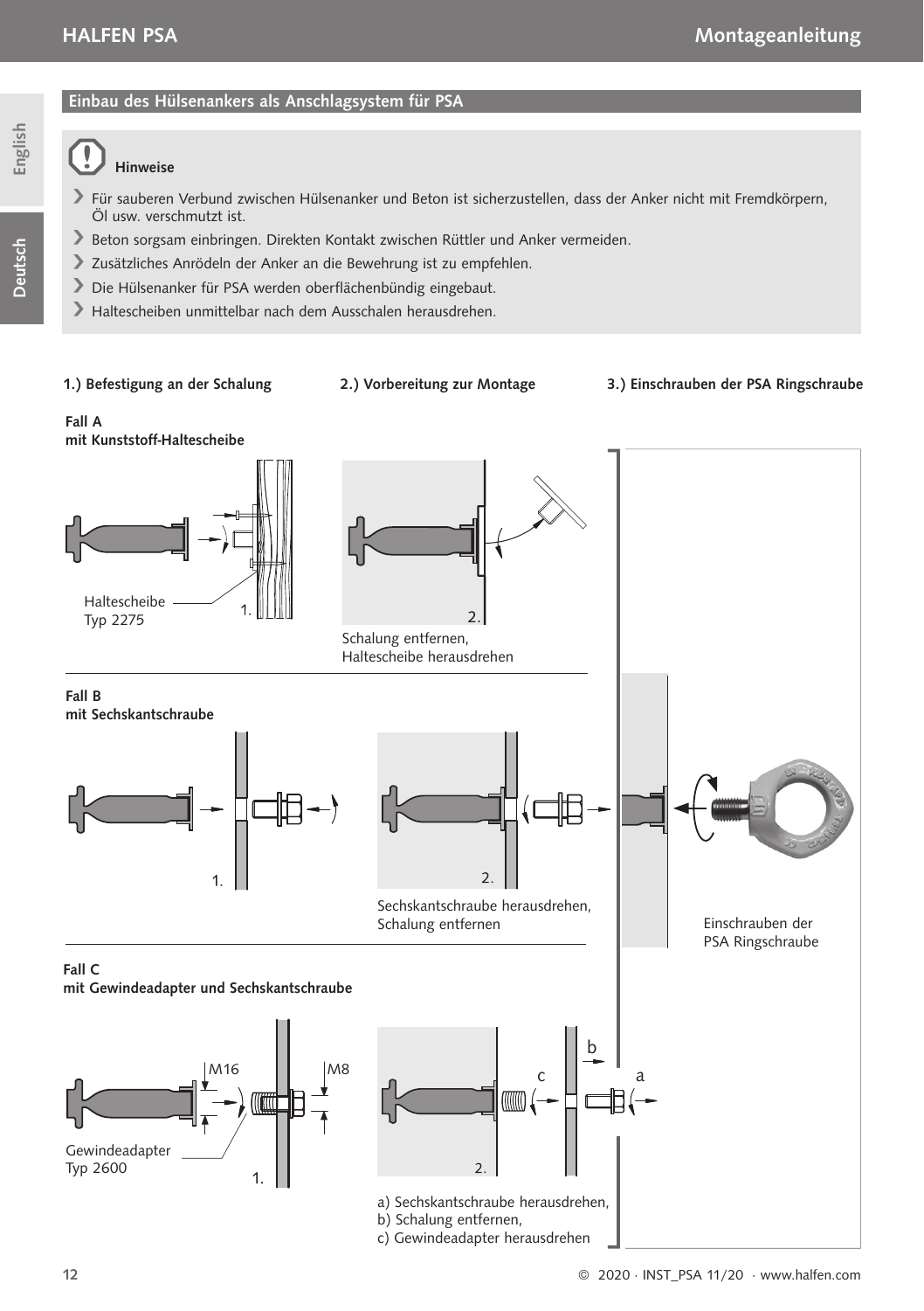## Einbau des Hülsenankers als Anschlagsystem für PSA

**Hinweise**

- Für sauberen Verbund zwischen Hülsenanker und Beton ist sicherzustellen, dass der Anker nicht mit Fremdkörpern, Öl usw. verschmutzt ist.
- Beton sorgsam einbringen. Direkten Kontakt zwischen Rüttler und Anker vermeiden.
- Zusätzliches Anrödeln der Anker an die Bewehrung ist zu empfehlen.
- Die Hülsenanker für PSA werden oberflächenbündig eingebaut.
- Haltescheiben unmittelbar nach dem Ausschalen herausdrehen.

**1.) Befestigung an der Schalung**

**2.) Vorbereitung zur Montage**

**3.) Einschrauben der PSA Ringschraube**

**Fall A**
**mit Kunststoff-Haltescheibe**

Haltescheibe Typ 2275

1.

2.

Schalung entfernen, Haltescheibe herausdrehen

**Fall B**
**mit Sechskantschraube**

1.

2.

Sechskantschraube herausdrehen, Schalung entfernen

Einschrauben der PSA Ringschraube

**Fall C**
**mit Gewindeadapter und Sechskantschraube**

M16

M8

Gewindeadapter Typ 2600

1.

2.

a) Sechskantschraube herausdrehen,
b) Schalung entfernen,
c) Gewindeadapter herausdrehen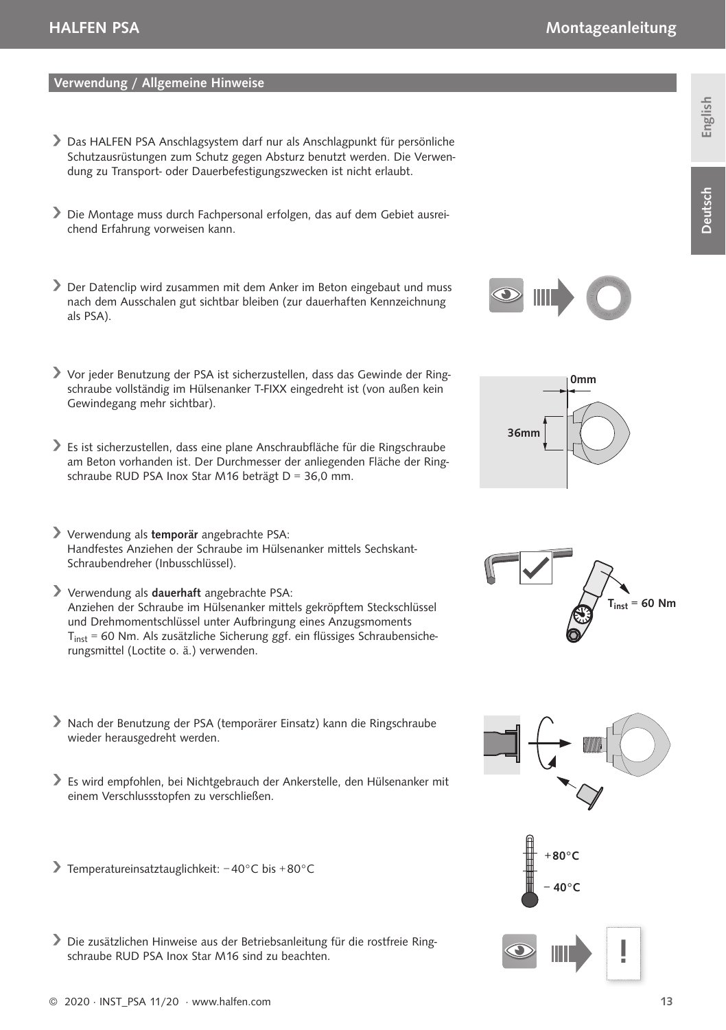## Verwendung / Allgemeine Hinweise

- Das HALFEN PSA Anschlagsystem darf nur als Anschlagpunkt für persönliche Schutzausrüstungen zum Schutz gegen Absturz benutzt werden. Die Verwendung zu Transport- oder Dauerbefestigungszwecken ist nicht erlaubt.

- Die Montage muss durch Fachpersonal erfolgen, das auf dem Gebiet ausreichend Erfahrung vorweisen kann.

- Der Datenclip wird zusammen mit dem Anker im Beton eingebaut und muss nach dem Ausschalen gut sichtbar bleiben (zur dauerhaften Kennzeichnung als PSA).

- Vor jeder Benutzung der PSA ist sicherzustellen, dass das Gewinde der Ringschraube vollständig im Hülsenanker T-FIXX eingedreht ist (von außen kein Gewindegang mehr sichtbar).

- Es ist sicherzustellen, dass eine plane Anschraubfläche für die Ringschraube am Beton vorhanden ist. Der Durchmesser der anliegenden Fläche der Ringschraube RUD PSA Inox Star M16 beträgt D = 36,0 mm.

- Verwendung als **temporär** angebrachte PSA:
  Handfestes Anziehen der Schraube im Hülsenanker mittels Sechskant-Schraubendreher (Inbusschlüssel).

- Verwendung als **dauerhaft** angebrachte PSA:
  Anziehen der Schraube im Hülsenanker mittels gekröpftem Steckschlüssel und Drehmomentschlüssel unter Aufbringung eines Anzugsmoments $T_{inst}$ = 60 Nm. Als zusätzliche Sicherung ggf. ein flüssiges Schraubensicherungsmittel (Loctite o. ä.) verwenden.

- Nach der Benutzung der PSA (temporärer Einsatz) kann die Ringschraube wieder herausgedreht werden.

- Es wird empfohlen, bei Nichtgebrauch der Ankerstelle, den Hülsenanker mit einem Verschlussstopfen zu verschließen.

- Temperatureinsatztauglichkeit: −40°C bis +80°C

- Die zusätzlichen Hinweise aus der Betriebsanleitung für die rostfreie Ringschraube RUD PSA Inox Star M16 sind zu beachten.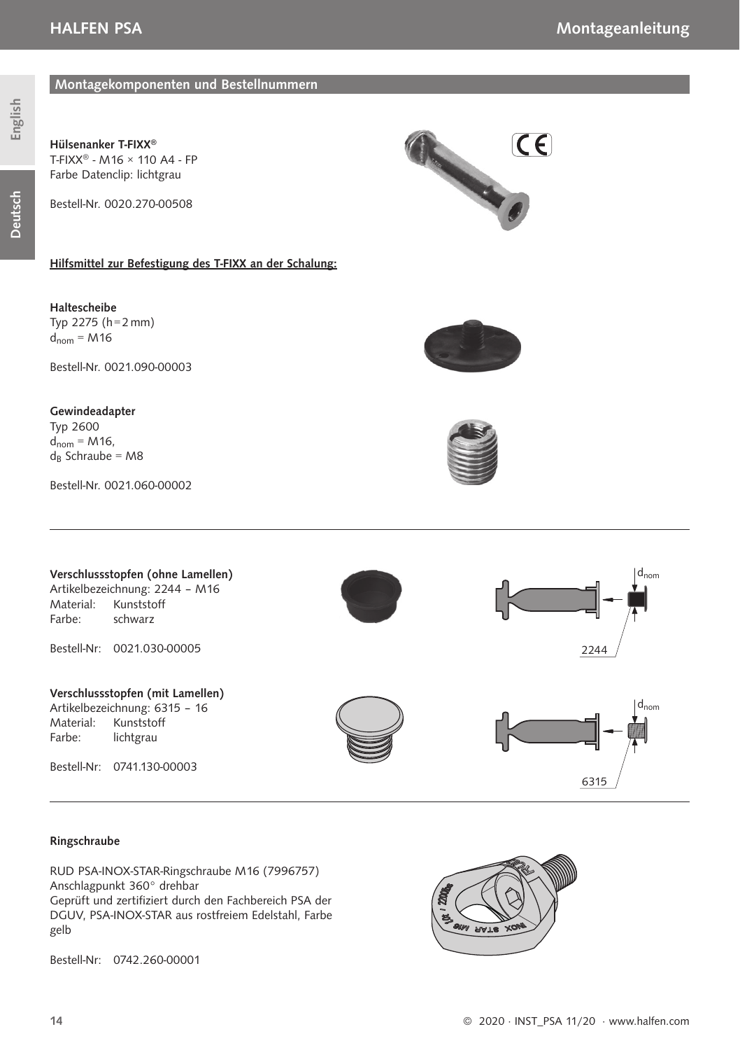## Montagekomponenten und Bestellnummern

**Hülsenanker T-FIXX®**
T-FIXX® - M16 × 110 A4 - FP
Farbe Datenclip: lichtgrau

Bestell-Nr. 0020.270-00508

**Hilfsmittel zur Befestigung des T-FIXX an der Schalung:**

**Haltescheibe**
Typ 2275 (h = 2 mm)
$d_{nom}$ = M16

Bestell-Nr. 0021.090-00003

**Gewindeadapter**
Typ 2600
$d_{nom}$ = M16,
$d_B$ Schraube = M8

Bestell-Nr. 0021.060-00002

---

**Verschlussstopfen (ohne Lamellen)**
Artikelbezeichnung: 2244 – M16
Material: Kunststoff
Farbe: schwarz

Bestell-Nr: 0021.030-00005

$d_{nom}$

2244

**Verschlussstopfen (mit Lamellen)**
Artikelbezeichnung: 6315 – 16
Material: Kunststoff
Farbe: lichtgrau

Bestell-Nr: 0741.130-00003

$d_{nom}$

6315

---

**Ringschraube**

RUD PSA-INOX-STAR-Ringschraube M16 (7996757)
Anschlagpunkt 360° drehbar
Geprüft und zertifiziert durch den Fachbereich PSA der DGUV, PSA-INOX-STAR aus rostfreiem Edelstahl, Farbe gelb

Bestell-Nr: 0742.260-00001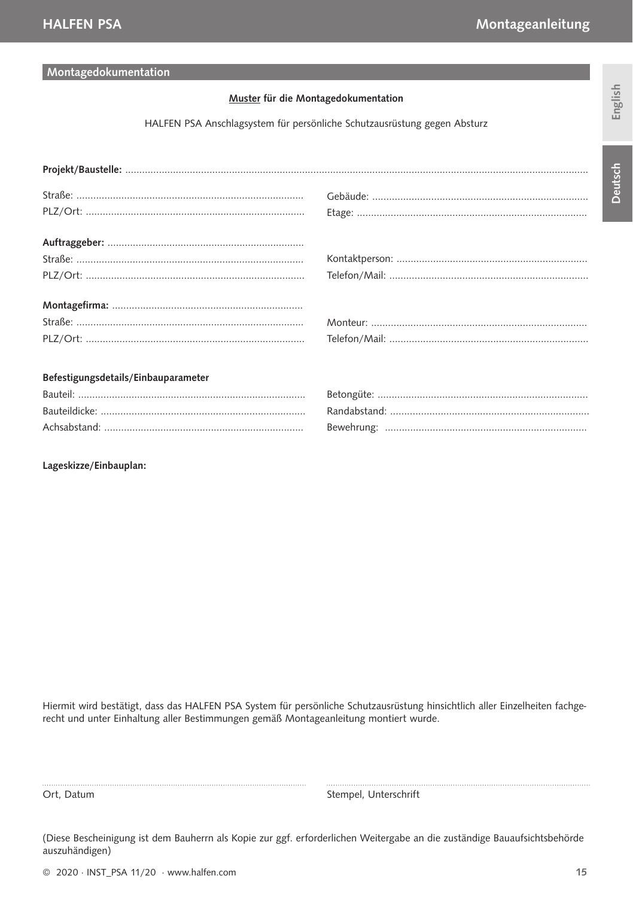## Montagedokumentation

**Muster für die Montagedokumentation**

HALFEN PSA Anschlagsystem für persönliche Schutzausrüstung gegen Absturz

**Projekt/Baustelle:** ..............................................................................................................................................................

Straße: ................................................................................ Gebäude: ............................................................................

PLZ/Ort: ............................................................................. Etage: .................................................................................

**Auftraggeber:** .....................................................................

Straße: ................................................................................ Kontaktperson: ...................................................................

PLZ/Ort: ............................................................................. Telefon/Mail: ......................................................................

**Montagefirma:** ...................................................................

Straße: ................................................................................ Monteur: ............................................................................

PLZ/Ort: ............................................................................. Telefon/Mail: ......................................................................

**Befestigungsdetails/Einbauparameter**

Bauteil: ................................................................................ Betongüte: ..........................................................................

Bauteildicke: ........................................................................ Randabstand: ......................................................................

Achsabstand: ...................................................................... Bewehrung: .......................................................................

**Lageskizze/Einbauplan:**

Hiermit wird bestätigt, dass das HALFEN PSA System für persönliche Schutzausrüstung hinsichtlich aller Einzelheiten fachgerecht und unter Einhaltung aller Bestimmungen gemäß Montageanleitung montiert wurde.

.................................................................................................................. ..................................................................................................................

Ort, Datum Stempel, Unterschrift

(Diese Bescheinigung ist dem Bauherrn als Kopie zur ggf. erforderlichen Weitergabe an die zuständige Bauaufsichtsbehörde auszuhändigen)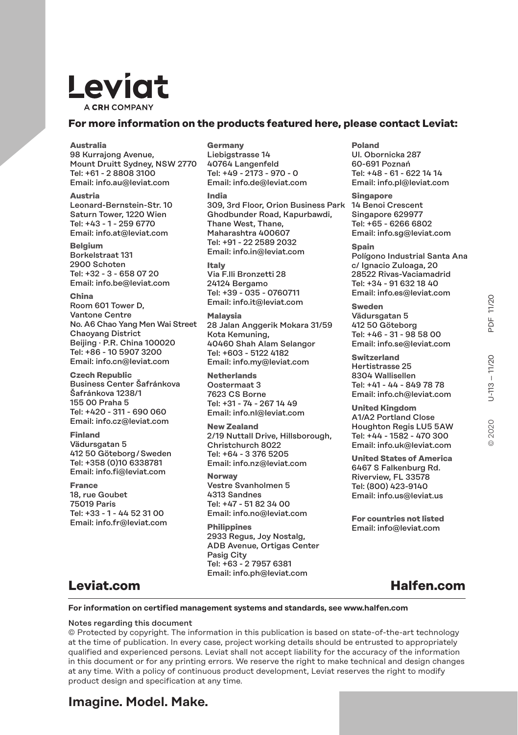Leviat

A CRH COMPANY

## For more information on the products featured here, please contact Leviat:

**Australia**
98 Kurrajong Avenue,
Mount Druitt Sydney, NSW 2770
Tel: +61 - 2 8808 3100
Email: info.au@leviat.com

**Austria**
Leonard-Bernstein-Str. 10
Saturn Tower, 1220 Wien
Tel: +43 - 1 - 259 6770
Email: info.at@leviat.com

**Belgium**
Borkelstraat 131
2900 Schoten
Tel: +32 - 3 - 658 07 20
Email: info.be@leviat.com

**China**
Room 601 Tower D,
Vantone Centre
No. A6 Chao Yang Men Wai Street
Chaoyang District
Beijing · P.R. China 100020
Tel: +86 - 10 5907 3200
Email: info.cn@leviat.com

**Czech Republic**
Business Center Šafránkova
Šafránkova 1238/1
155 00 Praha 5
Tel: +420 - 311 - 690 060
Email: info.cz@leviat.com

**Finland**
Vädursgatan 5
412 50 Göteborg / Sweden
Tel: +358 (0)10 6338781
Email: info.fi@leviat.com

**France**
18, rue Goubet
75019 Paris
Tel: +33 - 1 - 44 52 31 00
Email: info.fr@leviat.com

**Germany**
Liebigstrasse 14
40764 Langenfeld
Tel: +49 - 2173 - 970 - 0
Email: info.de@leviat.com

**India**
309, 3rd Floor, Orion Business Park
Ghodbunder Road, Kapurbawdi,
Thane West, Thane,
Maharashtra 400607
Tel: +91 - 22 2589 2032
Email: info.in@leviat.com

**Italy**
Via F.lli Bronzetti 28
24124 Bergamo
Tel: +39 - 035 - 0760711
Email: info.it@leviat.com

**Malaysia**
28 Jalan Anggerik Mokara 31/59
Kota Kemuning,
40460 Shah Alam Selangor
Tel: +603 - 5122 4182
Email: info.my@leviat.com

**Netherlands**
Oostermaat 3
7623 CS Borne
Tel: +31 - 74 - 267 14 49
Email: info.nl@leviat.com

**New Zealand**
2/19 Nuttall Drive, Hillsborough,
Christchurch 8022
Tel: +64 - 3 376 5205
Email: info.nz@leviat.com

**Norway**
Vestre Svanholmen 5
4313 Sandnes
Tel: +47 - 51 82 34 00
Email: info.no@leviat.com

**Philippines**
2933 Regus, Joy Nostalg,
ADB Avenue, Ortigas Center
Pasig City
Tel: +63 - 2 7957 6381
Email: info.ph@leviat.com

**Poland**
Ul. Obornicka 287
60-691 Poznań
Tel: +48 - 61 - 622 14 14
Email: info.pl@leviat.com

**Singapore**
14 Benoi Crescent
Singapore 629977
Tel: +65 - 6266 6802
Email: info.sg@leviat.com

**Spain**
Polígono Industrial Santa Ana
c/ Ignacio Zuloaga, 20
28522 Rivas-Vaciamadrid
Tel: +34 - 91 632 18 40
Email: info.es@leviat.com

**Sweden**
Vädursgatan 5
412 50 Göteborg
Tel: +46 - 31 - 98 58 00
Email: info.se@leviat.com

**Switzerland**
Hertistrasse 25
8304 Wallisellen
Tel: +41 - 44 - 849 78 78
Email: info.ch@leviat.com

**United Kingdom**
A1/A2 Portland Close
Houghton Regis LU5 5AW
Tel: +44 - 1582 - 470 300
Email: info.uk@leviat.com

**United States of America**
6467 S Falkenburg Rd.
Riverview, FL 33578
Tel: (800) 423-9140
Email: info.us@leviat.us

**For countries not listed**
Email: info@leviat.com

**Leviat.com** **Halfen.com**

© 2020 U-113 – 11/20 PDF 11/20

**For information on certified management systems and standards, see www.halfen.com**

Notes regarding this document
© Protected by copyright. The information in this publication is based on state-of-the-art technology at the time of publication. In every case, project working details should be entrusted to appropriately qualified and experienced persons. Leviat shall not accept liability for the accuracy of the information in this document or for any printing errors. We reserve the right to make technical and design changes at any time. With a policy of continuous product development, Leviat reserves the right to modify product design and specification at any time.

## Imagine. Model. Make.